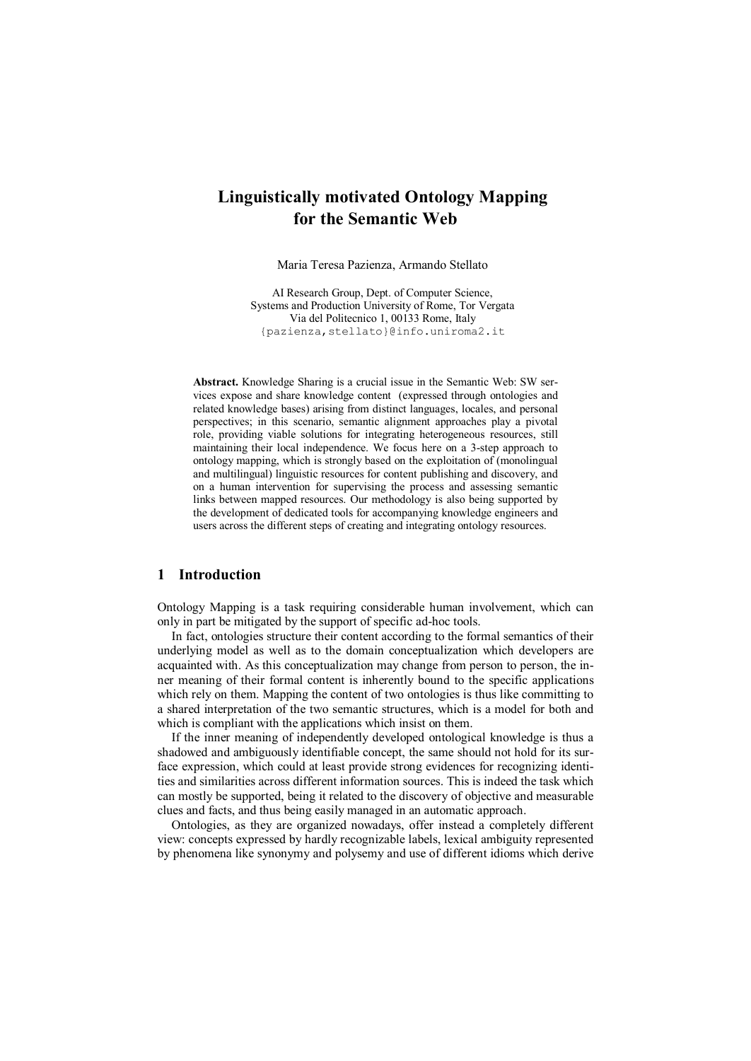# Linguistically motivated Ontology Mapping for the Semantic Web

Maria Teresa Pazienza, Armando Stellato

AI Research Group, Dept. of Computer Science,
Systems and Production University of Rome, Tor Vergata
Via del Politecnico 1, 00133 Rome, Italy
{pazienza,stellato}@info.uniroma2.it

**Abstract.** Knowledge Sharing is a crucial issue in the Semantic Web: SW services expose and share knowledge content (expressed through ontologies and related knowledge bases) arising from distinct languages, locales, and personal perspectives; in this scenario, semantic alignment approaches play a pivotal role, providing viable solutions for integrating heterogeneous resources, still maintaining their local independence. We focus here on a 3-step approach to ontology mapping, which is strongly based on the exploitation of (monolingual and multilingual) linguistic resources for content publishing and discovery, and on a human intervention for supervising the process and assessing semantic links between mapped resources. Our methodology is also being supported by the development of dedicated tools for accompanying knowledge engineers and users across the different steps of creating and integrating ontology resources.

## 1 Introduction

Ontology Mapping is a task requiring considerable human involvement, which can only in part be mitigated by the support of specific ad-hoc tools.

In fact, ontologies structure their content according to the formal semantics of their underlying model as well as to the domain conceptualization which developers are acquainted with. As this conceptualization may change from person to person, the inner meaning of their formal content is inherently bound to the specific applications which rely on them. Mapping the content of two ontologies is thus like committing to a shared interpretation of the two semantic structures, which is a model for both and which is compliant with the applications which insist on them.

If the inner meaning of independently developed ontological knowledge is thus a shadowed and ambiguously identifiable concept, the same should not hold for its surface expression, which could at least provide strong evidences for recognizing identities and similarities across different information sources. This is indeed the task which can mostly be supported, being it related to the discovery of objective and measurable clues and facts, and thus being easily managed in an automatic approach.

Ontologies, as they are organized nowadays, offer instead a completely different view: concepts expressed by hardly recognizable labels, lexical ambiguity represented by phenomena like synonymy and polysemy and use of different idioms which derive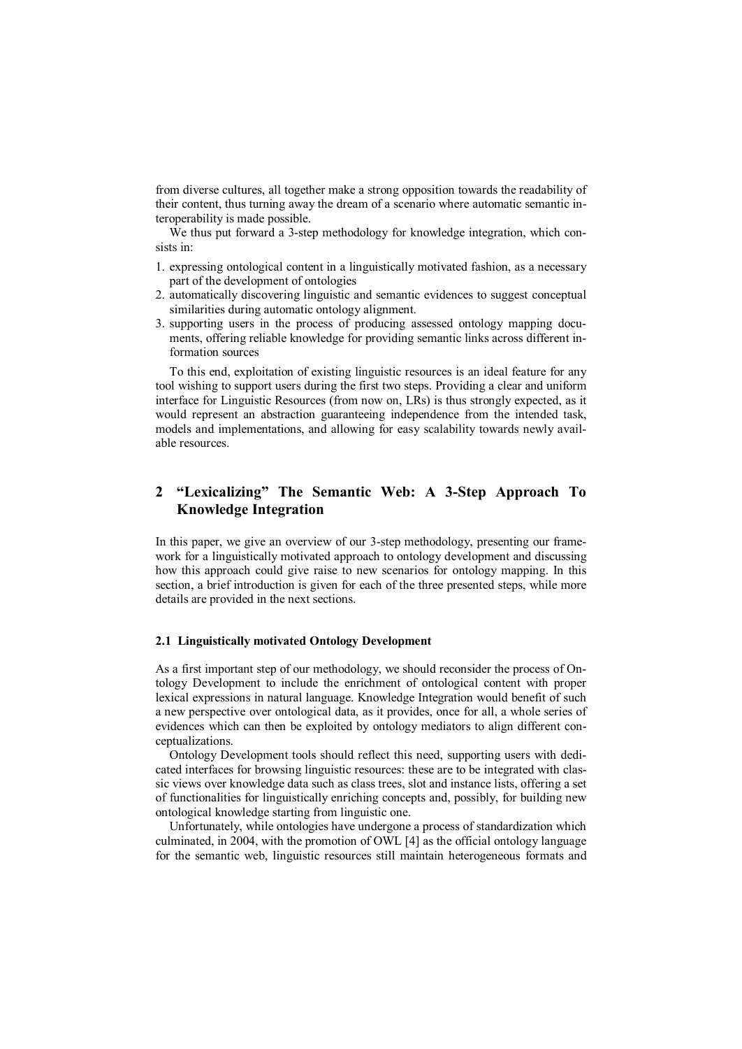from diverse cultures, all together make a strong opposition towards the readability of their content, thus turning away the dream of a scenario where automatic semantic interoperability is made possible.

We thus put forward a 3-step methodology for knowledge integration, which consists in:

1. expressing ontological content in a linguistically motivated fashion, as a necessary part of the development of ontologies
2. automatically discovering linguistic and semantic evidences to suggest conceptual similarities during automatic ontology alignment.
3. supporting users in the process of producing assessed ontology mapping documents, offering reliable knowledge for providing semantic links across different information sources

To this end, exploitation of existing linguistic resources is an ideal feature for any tool wishing to support users during the first two steps. Providing a clear and uniform interface for Linguistic Resources (from now on, LRs) is thus strongly expected, as it would represent an abstraction guaranteeing independence from the intended task, models and implementations, and allowing for easy scalability towards newly available resources.

## 2 "Lexicalizing" The Semantic Web: A 3-Step Approach To Knowledge Integration

In this paper, we give an overview of our 3-step methodology, presenting our framework for a linguistically motivated approach to ontology development and discussing how this approach could give raise to new scenarios for ontology mapping. In this section, a brief introduction is given for each of the three presented steps, while more details are provided in the next sections.

### 2.1 Linguistically motivated Ontology Development

As a first important step of our methodology, we should reconsider the process of Ontology Development to include the enrichment of ontological content with proper lexical expressions in natural language. Knowledge Integration would benefit of such a new perspective over ontological data, as it provides, once for all, a whole series of evidences which can then be exploited by ontology mediators to align different conceptualizations.

Ontology Development tools should reflect this need, supporting users with dedicated interfaces for browsing linguistic resources: these are to be integrated with classic views over knowledge data such as class trees, slot and instance lists, offering a set of functionalities for linguistically enriching concepts and, possibly, for building new ontological knowledge starting from linguistic one.

Unfortunately, while ontologies have undergone a process of standardization which culminated, in 2004, with the promotion of OWL [4] as the official ontology language for the semantic web, linguistic resources still maintain heterogeneous formats and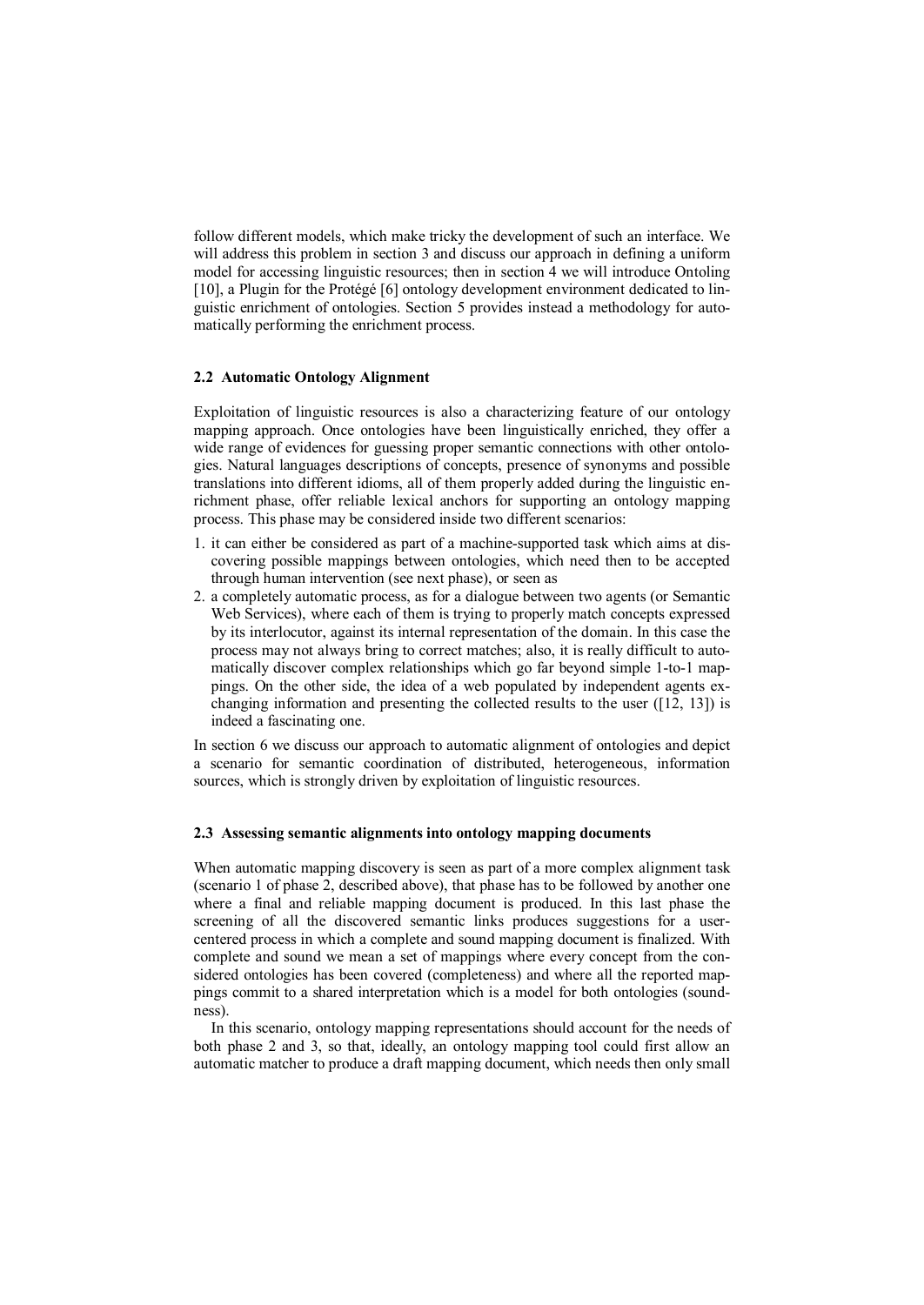follow different models, which make tricky the development of such an interface. We will address this problem in section 3 and discuss our approach in defining a uniform model for accessing linguistic resources; then in section 4 we will introduce Ontoling [10], a Plugin for the Protégé [6] ontology development environment dedicated to linguistic enrichment of ontologies. Section 5 provides instead a methodology for automatically performing the enrichment process.

### 2.2 Automatic Ontology Alignment

Exploitation of linguistic resources is also a characterizing feature of our ontology mapping approach. Once ontologies have been linguistically enriched, they offer a wide range of evidences for guessing proper semantic connections with other ontologies. Natural languages descriptions of concepts, presence of synonyms and possible translations into different idioms, all of them properly added during the linguistic enrichment phase, offer reliable lexical anchors for supporting an ontology mapping process. This phase may be considered inside two different scenarios:

1. it can either be considered as part of a machine-supported task which aims at discovering possible mappings between ontologies, which need then to be accepted through human intervention (see next phase), or seen as
2. a completely automatic process, as for a dialogue between two agents (or Semantic Web Services), where each of them is trying to properly match concepts expressed by its interlocutor, against its internal representation of the domain. In this case the process may not always bring to correct matches; also, it is really difficult to automatically discover complex relationships which go far beyond simple 1-to-1 mappings. On the other side, the idea of a web populated by independent agents exchanging information and presenting the collected results to the user ([12, 13]) is indeed a fascinating one.

In section 6 we discuss our approach to automatic alignment of ontologies and depict a scenario for semantic coordination of distributed, heterogeneous, information sources, which is strongly driven by exploitation of linguistic resources.

### 2.3 Assessing semantic alignments into ontology mapping documents

When automatic mapping discovery is seen as part of a more complex alignment task (scenario 1 of phase 2, described above), that phase has to be followed by another one where a final and reliable mapping document is produced. In this last phase the screening of all the discovered semantic links produces suggestions for a user-centered process in which a complete and sound mapping document is finalized. With complete and sound we mean a set of mappings where every concept from the considered ontologies has been covered (completeness) and where all the reported mappings commit to a shared interpretation which is a model for both ontologies (soundness).

In this scenario, ontology mapping representations should account for the needs of both phase 2 and 3, so that, ideally, an ontology mapping tool could first allow an automatic matcher to produce a draft mapping document, which needs then only small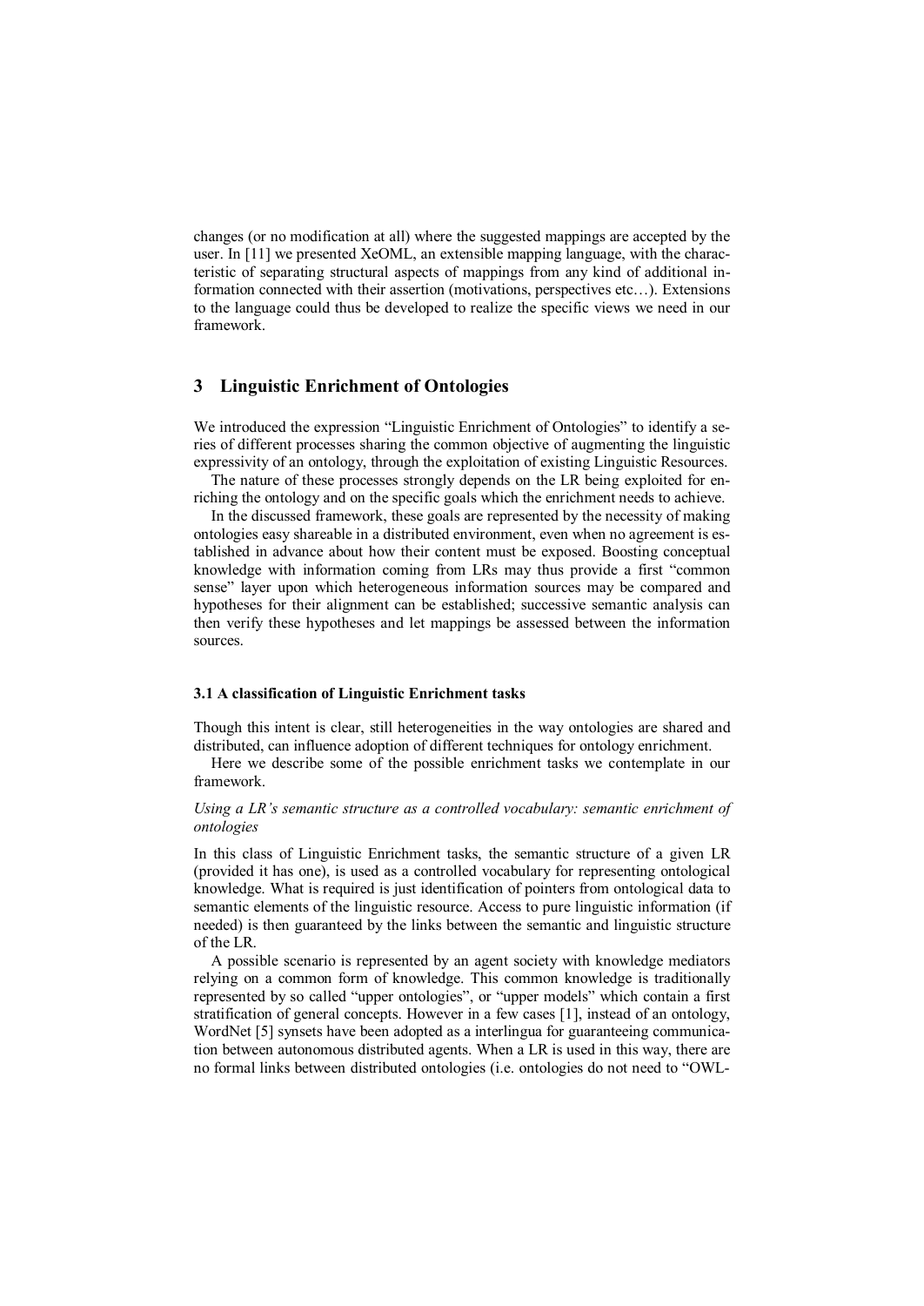changes (or no modification at all) where the suggested mappings are accepted by the user. In [11] we presented XeOML, an extensible mapping language, with the characteristic of separating structural aspects of mappings from any kind of additional information connected with their assertion (motivations, perspectives etc…). Extensions to the language could thus be developed to realize the specific views we need in our framework.

## 3 Linguistic Enrichment of Ontologies

We introduced the expression "Linguistic Enrichment of Ontologies" to identify a series of different processes sharing the common objective of augmenting the linguistic expressivity of an ontology, through the exploitation of existing Linguistic Resources.

The nature of these processes strongly depends on the LR being exploited for enriching the ontology and on the specific goals which the enrichment needs to achieve.

In the discussed framework, these goals are represented by the necessity of making ontologies easy shareable in a distributed environment, even when no agreement is established in advance about how their content must be exposed. Boosting conceptual knowledge with information coming from LRs may thus provide a first "common sense" layer upon which heterogeneous information sources may be compared and hypotheses for their alignment can be established; successive semantic analysis can then verify these hypotheses and let mappings be assessed between the information sources.

### 3.1 A classification of Linguistic Enrichment tasks

Though this intent is clear, still heterogeneities in the way ontologies are shared and distributed, can influence adoption of different techniques for ontology enrichment.

Here we describe some of the possible enrichment tasks we contemplate in our framework.

*Using a LR's semantic structure as a controlled vocabulary: semantic enrichment of ontologies*

In this class of Linguistic Enrichment tasks, the semantic structure of a given LR (provided it has one), is used as a controlled vocabulary for representing ontological knowledge. What is required is just identification of pointers from ontological data to semantic elements of the linguistic resource. Access to pure linguistic information (if needed) is then guaranteed by the links between the semantic and linguistic structure of the LR.

A possible scenario is represented by an agent society with knowledge mediators relying on a common form of knowledge. This common knowledge is traditionally represented by so called "upper ontologies", "upper models" which contain a first stratification of general concepts. However in a few cases [1], instead of an ontology, WordNet [5] synsets have been adopted as a interlingua for guaranteeing communication between autonomous distributed agents. When a LR is used in this way, there are no formal links between distributed ontologies (i.e. ontologies do not need to "OWL-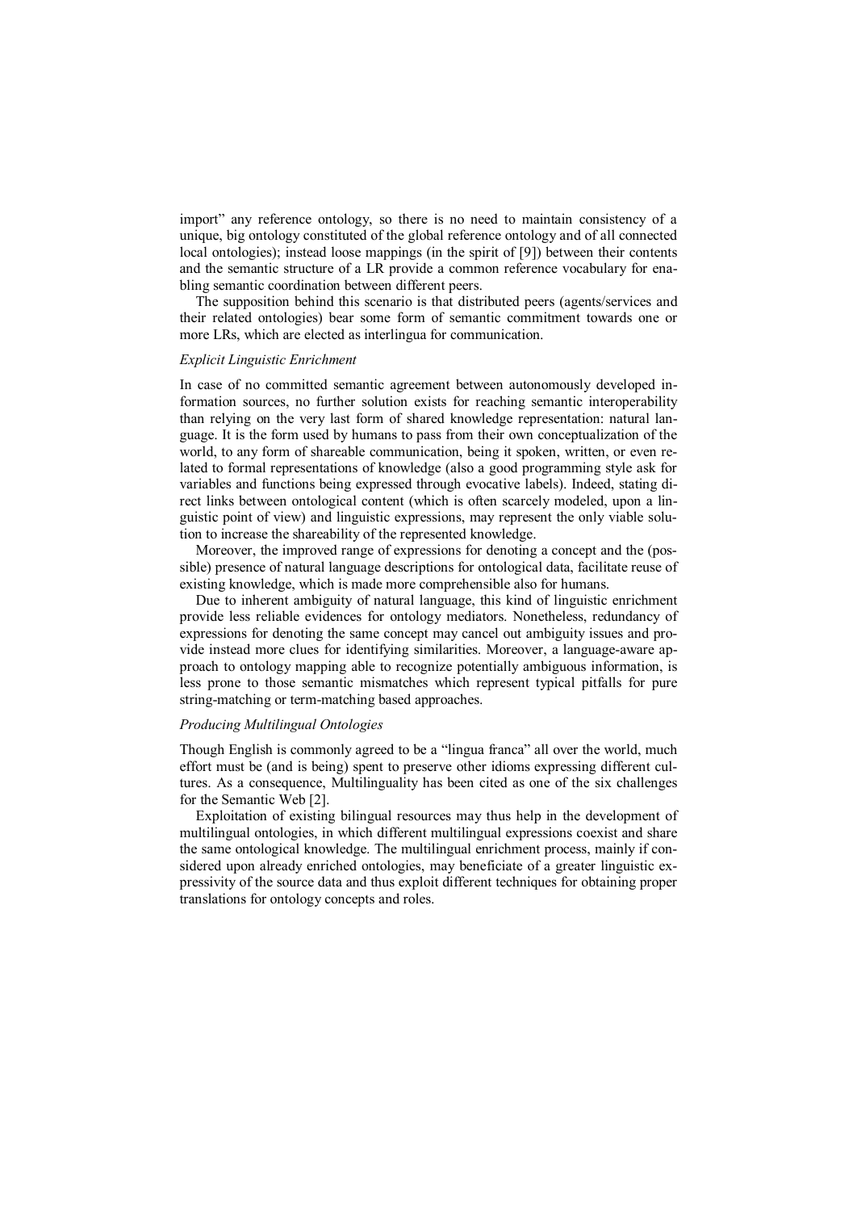import" any reference ontology, so there is no need to maintain consistency of a unique, big ontology constituted of the global reference ontology and of all connected local ontologies); instead loose mappings (in the spirit of [9]) between their contents and the semantic structure of a LR provide a common reference vocabulary for enabling semantic coordination between different peers.

The supposition behind this scenario is that distributed peers (agents/services and their related ontologies) bear some form of semantic commitment towards one or more LRs, which are elected as interlingua for communication.

*Explicit Linguistic Enrichment*

In case of no committed semantic agreement between autonomously developed information sources, no further solution exists for reaching semantic interoperability than relying on the very last form of shared knowledge representation: natural language. It is the form used by humans to pass from their own conceptualization of the world, to any form of shareable communication, being it spoken, written, or even related to formal representations of knowledge (also a good programming style ask for variables and functions being expressed through evocative labels). Indeed, stating direct links between ontological content (which is often scarcely modeled, upon a linguistic point of view) and linguistic expressions, may represent the only viable solution to increase the shareability of the represented knowledge.

Moreover, the improved range of expressions for denoting a concept and the (possible) presence of natural language descriptions for ontological data, facilitate reuse of existing knowledge, which is made more comprehensible also for humans.

Due to inherent ambiguity of natural language, this kind of linguistic enrichment provide less reliable evidences for ontology mediators. Nonetheless, redundancy of expressions for denoting the same concept may cancel out ambiguity issues and provide instead more clues for identifying similarities. Moreover, a language-aware approach to ontology mapping able to recognize potentially ambiguous information, is less prone to those semantic mismatches which represent typical pitfalls for pure string-matching or term-matching based approaches.

*Producing Multilingual Ontologies*

Though English is commonly agreed to be a "lingua franca" all over the world, much effort must be (and is being) spent to preserve other idioms expressing different cultures. As a consequence, Multilinguality has been cited as one of the six challenges for the Semantic Web [2].

Exploitation of existing bilingual resources may thus help in the development of multilingual ontologies, in which different multilingual expressions coexist and share the same ontological knowledge. The multilingual enrichment process, mainly if considered upon already enriched ontologies, may beneficiate of a greater linguistic expressivity of the source data and thus exploit different techniques for obtaining proper translations for ontology concepts and roles.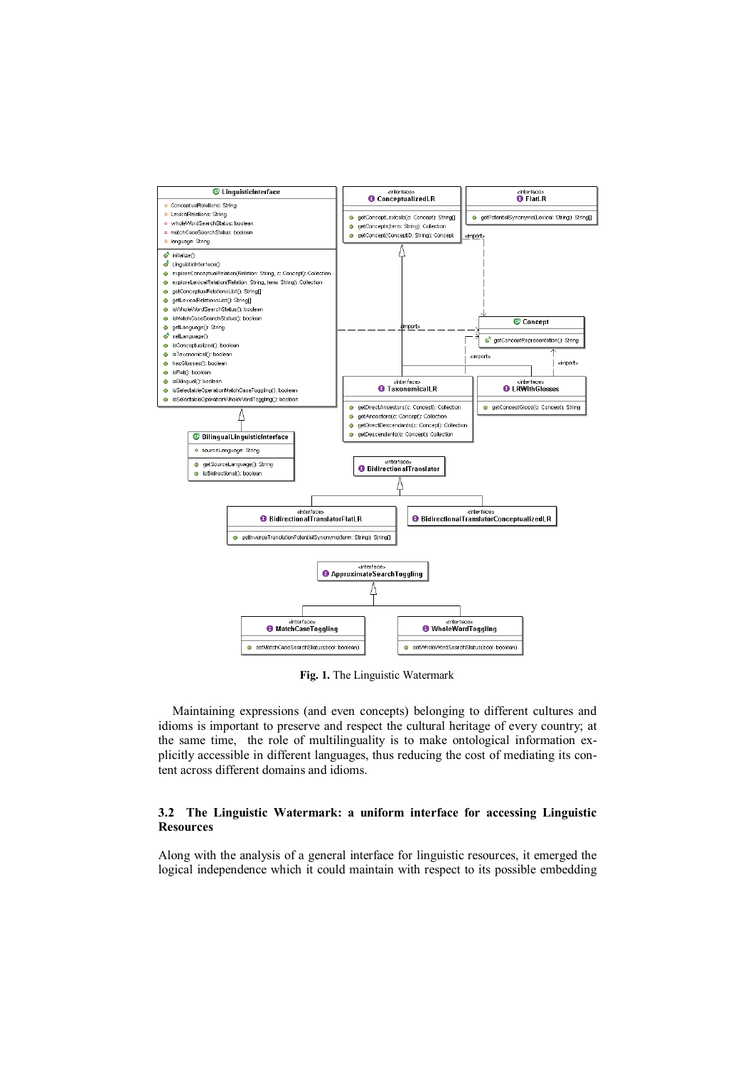**Fig. 1.** The Linguistic Watermark

Maintaining expressions (and even concepts) belonging to different cultures and idioms is important to preserve and respect the cultural heritage of every country; at the same time, the role of multilinguality is to make ontological information explicitly accessible in different languages, thus reducing the cost of mediating its content across different domains and idioms.

### 3.2 The Linguistic Watermark: a uniform interface for accessing Linguistic Resources

Along with the analysis of a general interface for linguistic resources, it emerged the logical independence which it could maintain with respect to its possible embedding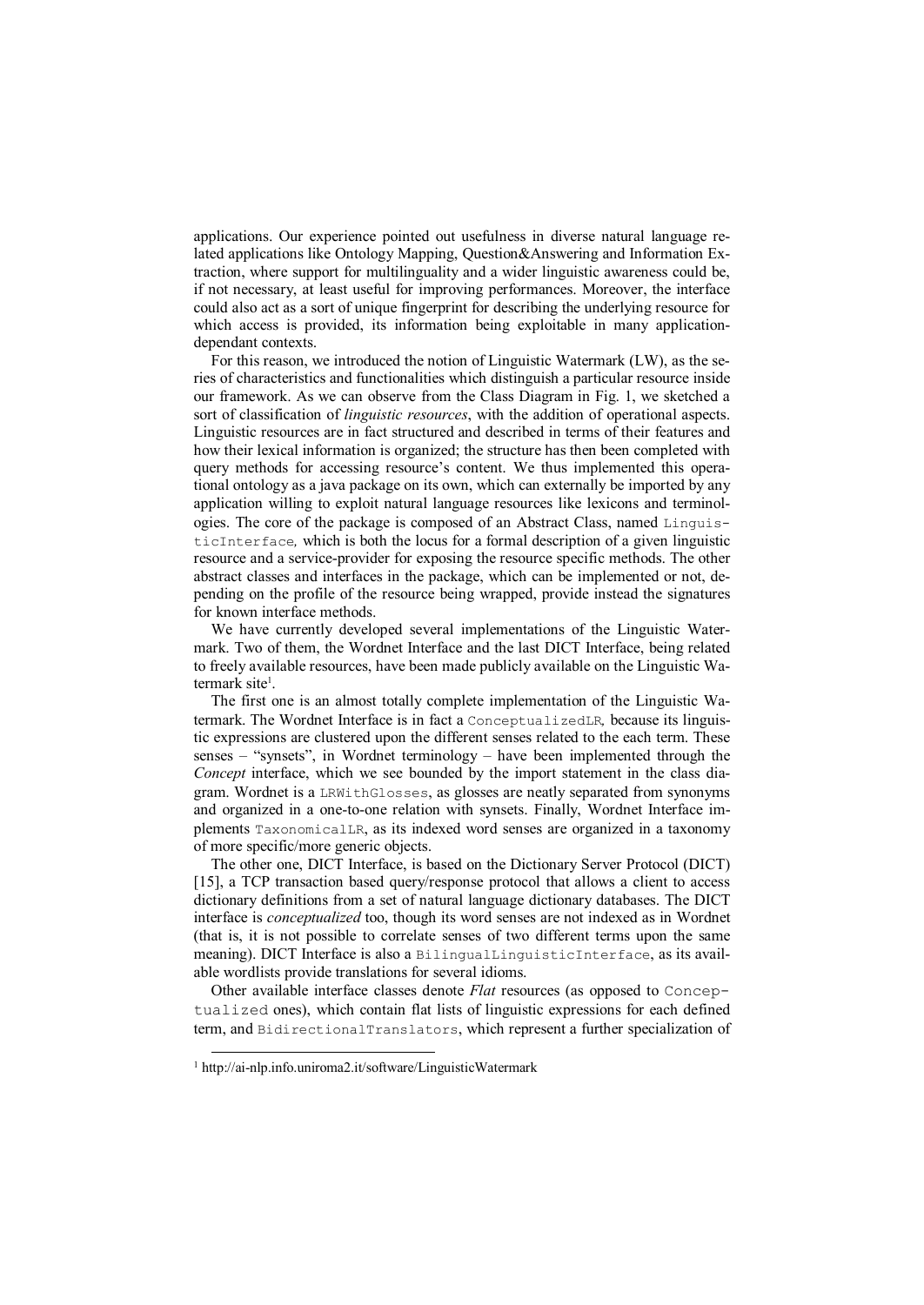applications. Our experience pointed out usefulness in diverse natural language related applications like Ontology Mapping, Question&Answering and Information Extraction, where support for multilinguality and a wider linguistic awareness could be, if not necessary, at least useful for improving performances. Moreover, the interface could also act as a sort of unique fingerprint for describing the underlying resource for which access is provided, its information being exploitable in many application-dependant contexts.

For this reason, we introduced the notion of Linguistic Watermark (LW), as the series of characteristics and functionalities which distinguish a particular resource inside our framework. As we can observe from the Class Diagram in Fig. 1, we sketched a sort of classification of *linguistic resources*, with the addition of operational aspects. Linguistic resources are in fact structured and described in terms of their features and how their lexical information is organized; the structure has then been completed with query methods for accessing resource's content. We thus implemented this operational ontology as a java package on its own, which can externally be imported by any application willing to exploit natural language resources like lexicons and terminologies. The core of the package is composed of an Abstract Class, named `LinguisticInterface`, which is both the locus for a formal description of a given linguistic resource and a service-provider for exposing the resource specific methods. The other abstract classes and interfaces in the package, which can be implemented or not, depending on the profile of the resource being wrapped, provide instead the signatures for known interface methods.

We have currently developed several implementations of the Linguistic Watermark. Two of them, the Wordnet Interface and the last DICT Interface, being related to freely available resources, have been made publicly available on the Linguistic Watermark site[1].

The first one is an almost totally complete implementation of the Linguistic Watermark. The Wordnet Interface is in fact a `ConceptualizedLR`, because its linguistic expressions are clustered upon the different senses related to the each term. These senses – "synsets", in Wordnet terminology – have been implemented through the *Concept* interface, which we see bounded by the import statement in the class diagram. Wordnet is a `LRWithGlosses`, as glosses are neatly separated from synonyms and organized in a one-to-one relation with synsets. Finally, Wordnet Interface implements `TaxonomicalLR`, as its indexed word senses are organized in a taxonomy of more specific/more generic objects.

The other one, DICT Interface, is based on the Dictionary Server Protocol (DICT) [15], a TCP transaction based query/response protocol that allows a client to access dictionary definitions from a set of natural language dictionary databases. The DICT interface is *conceptualized* too, though its word senses are not indexed as in Wordnet (that is, it is not possible to correlate senses of two different terms upon the same meaning). DICT Interface is also a `BilingualLinguisticInterface`, as its available wordlists provide translations for several idioms.

Other available interface classes denote *Flat* resources (as opposed to `Conceptualized` ones), which contain flat lists of linguistic expressions for each defined term, and `BidirectionalTranslators`, which represent a further specialization of

[1] http://ai-nlp.info.uniroma2.it/software/LinguisticWatermark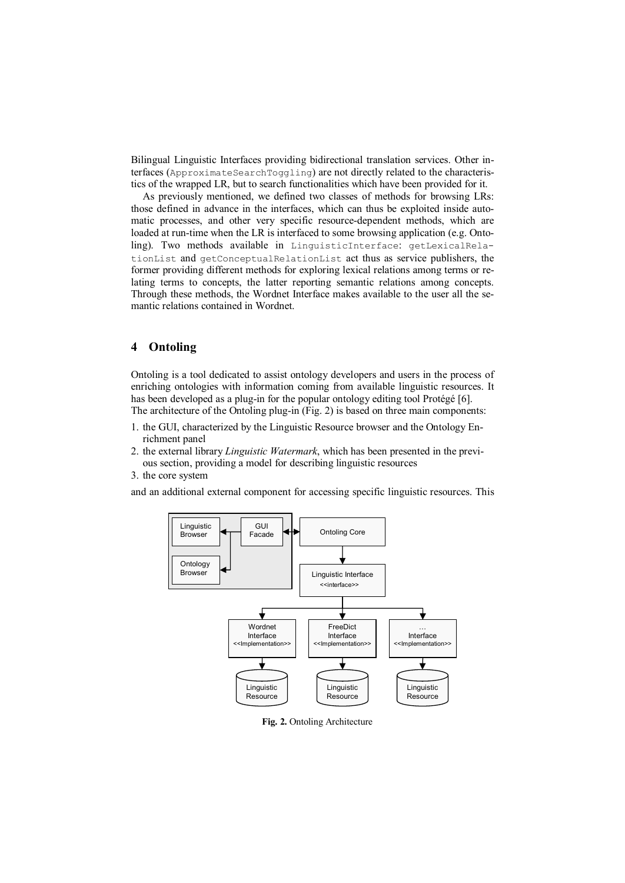Bilingual Linguistic Interfaces providing bidirectional translation services. Other interfaces (`ApproximateSearchToggling`) are not directly related to the characteristics of the wrapped LR, but to search functionalities which have been provided for it.

As previously mentioned, we defined two classes of methods for browsing LRs: those defined in advance in the interfaces, which can thus be exploited inside automatic processes, and other very specific resource-dependent methods, which are loaded at run-time when the LR is interfaced to some browsing application (e.g. Ontoling). Two methods available in `LinguisticInterface`: `getLexicalRelationList` and `getConceptualRelationList` act thus as service publishers, the former providing different methods for exploring lexical relations among terms or relating terms to concepts, the latter reporting semantic relations among concepts. Through these methods, the Wordnet Interface makes available to the user all the semantic relations contained in Wordnet.

## 4 Ontoling

Ontoling is a tool dedicated to assist ontology developers and users in the process of enriching ontologies with information coming from available linguistic resources. It has been developed as a plug-in for the popular ontology editing tool Protégé [6].
The architecture of the Ontoling plug-in (Fig. 2) is based on three main components:

1. the GUI, characterized by the Linguistic Resource browser and the Ontology Enrichment panel
2. the external library *Linguistic Watermark*, which has been presented in the previous section, providing a model for describing linguistic resources
3. the core system

and an additional external component for accessing specific linguistic resources. This

**Fig. 2.** Ontoling Architecture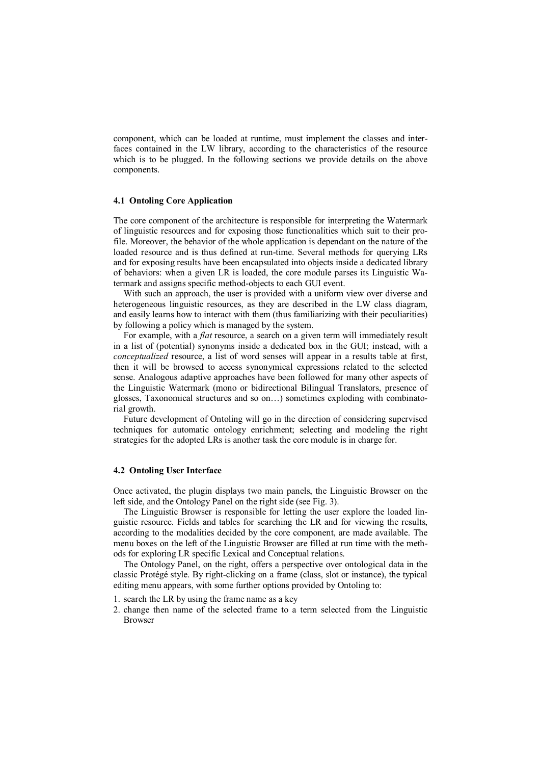component, which can be loaded at runtime, must implement the classes and interfaces contained in the LW library, according to the characteristics of the resource which is to be plugged. In the following sections we provide details on the above components.

### 4.1 Ontoling Core Application

The core component of the architecture is responsible for interpreting the Watermark of linguistic resources and for exposing those functionalities which suit to their profile. Moreover, the behavior of the whole application is dependant on the nature of the loaded resource and is thus defined at run-time. Several methods for querying LRs and for exposing results have been encapsulated into objects inside a dedicated library of behaviors: when a given LR is loaded, the core module parses its Linguistic Watermark and assigns specific method-objects to each GUI event.

With such an approach, the user is provided with a uniform view over diverse and heterogeneous linguistic resources, as they are described in the LW class diagram, and easily learns how to interact with them (thus familiarizing with their peculiarities) by following a policy which is managed by the system.

For example, with a *flat* resource, a search on a given term will immediately result in a list of (potential) synonyms inside a dedicated box in the GUI; instead, with a *conceptualized* resource, a list of word senses will appear in a results table at first, then it will be browsed to access synonymical expressions related to the selected sense. Analogous adaptive approaches have been followed for many other aspects of the Linguistic Watermark (mono or bidirectional Bilingual Translators, presence of glosses, Taxonomical structures and so on…) sometimes exploding with combinatorial growth.

Future development of Ontoling will go in the direction of considering supervised techniques for automatic ontology enrichment; selecting and modeling the right strategies for the adopted LRs is another task the core module is in charge for.

### 4.2 Ontoling User Interface

Once activated, the plugin displays two main panels, the Linguistic Browser on the left side, and the Ontology Panel on the right side (see Fig. 3).

The Linguistic Browser is responsible for letting the user explore the loaded linguistic resource. Fields and tables for searching the LR and for viewing the results, according to the modalities decided by the core component, are made available. The menu boxes on the left of the Linguistic Browser are filled at run time with the methods for exploring LR specific Lexical and Conceptual relations.

The Ontology Panel, on the right, offers a perspective over ontological data in the classic Protégé style. By right-clicking on a frame (class, slot or instance), the typical editing menu appears, with some further options provided by Ontoling to:

1. search the LR by using the frame name as a key
2. change then name of the selected frame to a term selected from the Linguistic Browser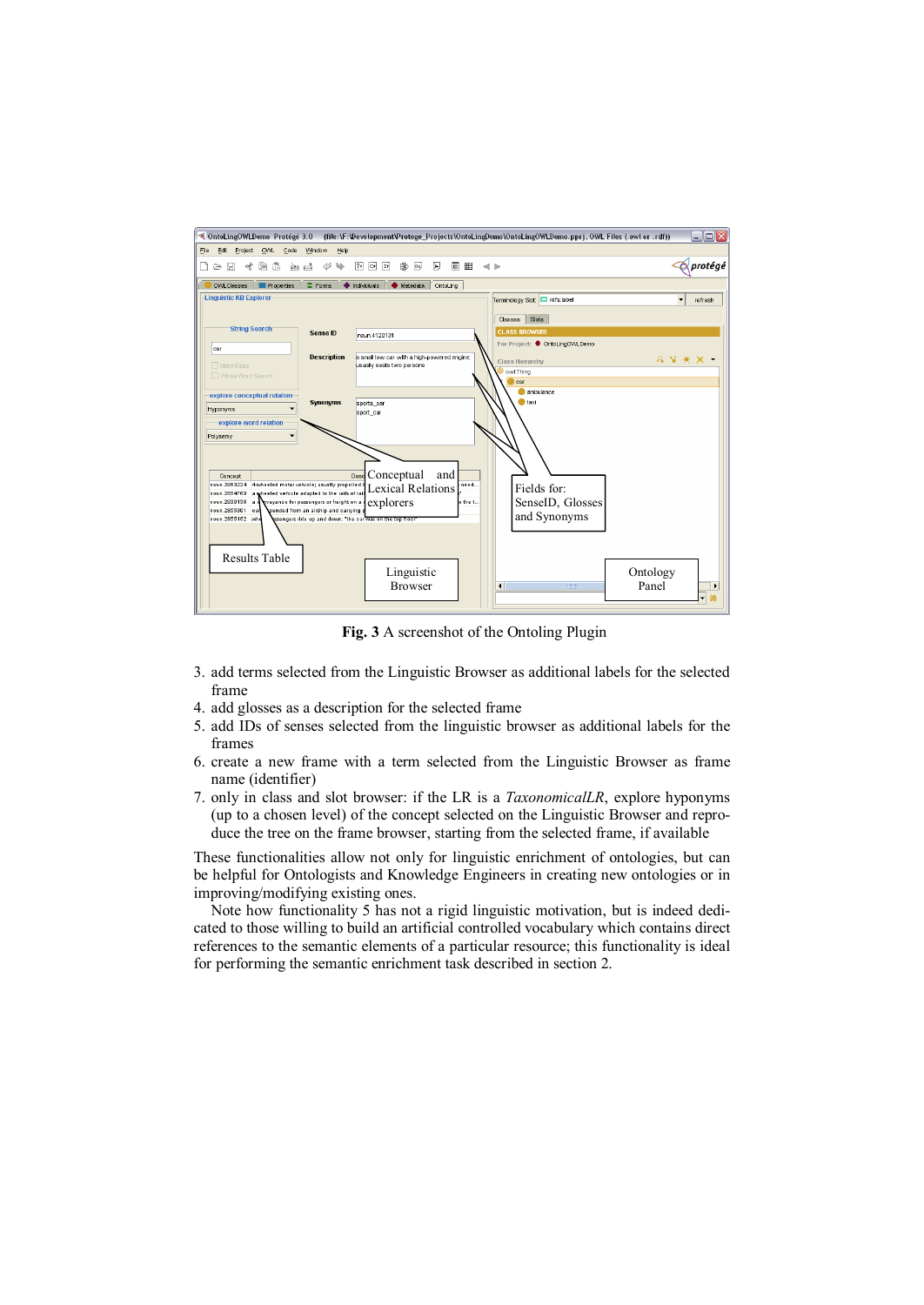**Fig. 3** A screenshot of the Ontoling Plugin

3. add terms selected from the Linguistic Browser as additional labels for the selected frame
4. add glosses as a description for the selected frame
5. add IDs of senses selected from the linguistic browser as additional labels for the frames
6. create a new frame with a term selected from the Linguistic Browser as frame name (identifier)
7. only in class and slot browser: if the LR is a *TaxonomicalLR*, explore hyponyms (up to a chosen level) of the concept selected on the Linguistic Browser and reproduce the tree on the frame browser, starting from the selected frame, if available

These functionalities allow not only for linguistic enrichment of ontologies, but can be helpful for Ontologists and Knowledge Engineers in creating new ontologies or in improving/modifying existing ones.

Note how functionality 5 has not a rigid linguistic motivation, but is indeed dedicated to those willing to build an artificial controlled vocabulary which contains direct references to the semantic elements of a particular resource; this functionality is ideal for performing the semantic enrichment task described in section 2.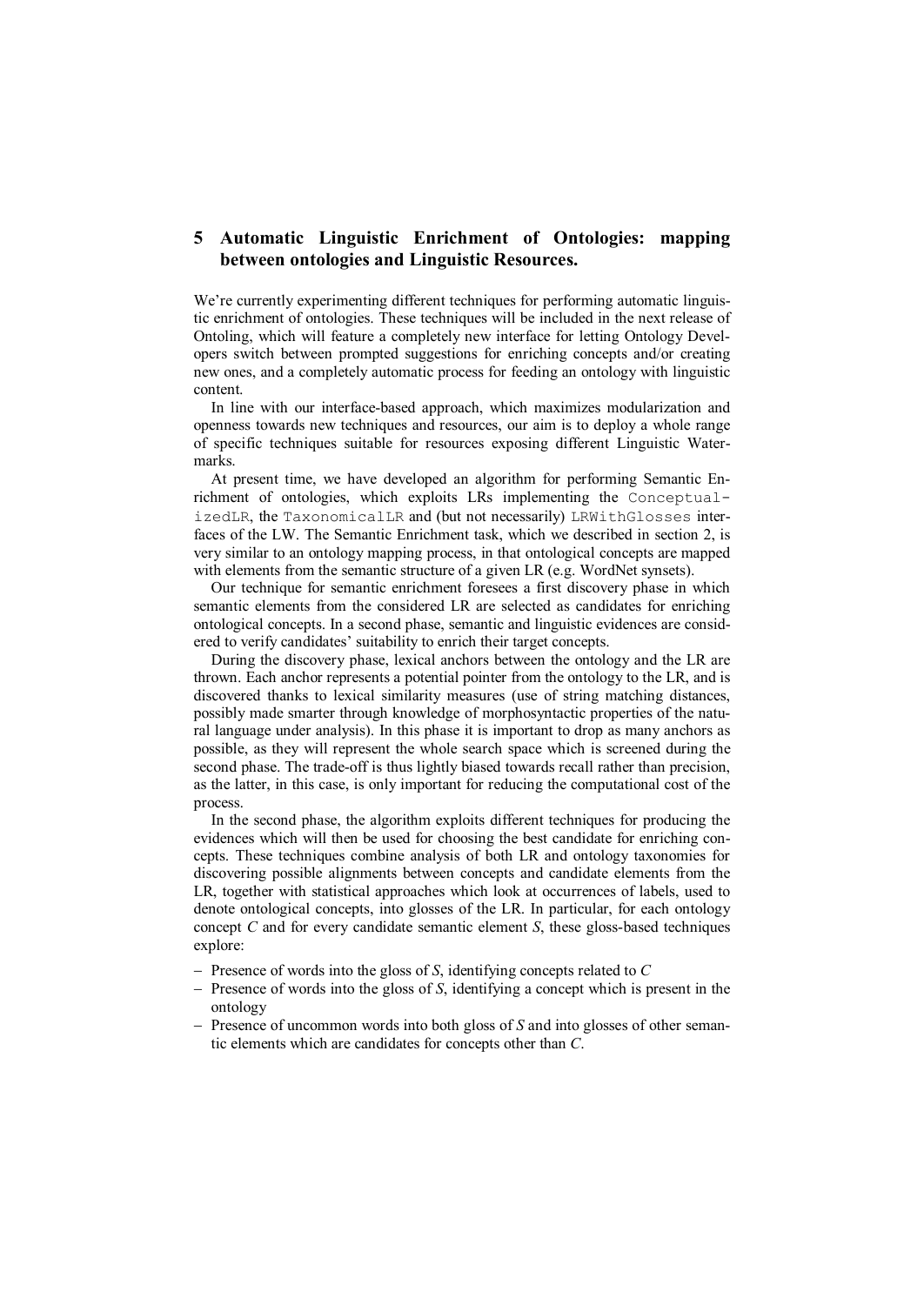## 5 Automatic Linguistic Enrichment of Ontologies: mapping between ontologies and Linguistic Resources.

We're currently experimenting different techniques for performing automatic linguistic enrichment of ontologies. These techniques will be included in the next release of Ontoling, which will feature a completely new interface for letting Ontology Developers switch between prompted suggestions for enriching concepts and/or creating new ones, and a completely automatic process for feeding an ontology with linguistic content.

In line with our interface-based approach, which maximizes modularization and openness towards new techniques and resources, our aim is to deploy a whole range of specific techniques suitable for resources exposing different Linguistic Watermarks.

At present time, we have developed an algorithm for performing Semantic Enrichment of ontologies, which exploits LRs implementing the `ConceptualizedLR`, the `TaxonomicalLR` and (but not necessarily) `LRWithGlosses` interfaces of the LW. The Semantic Enrichment task, which we described in section 2, is very similar to an ontology mapping process, in that ontological concepts are mapped with elements from the semantic structure of a given LR (e.g. WordNet synsets).

Our technique for semantic enrichment foresees a first discovery phase in which semantic elements from the considered LR are selected as candidates for enriching ontological concepts. In a second phase, semantic and linguistic evidences are considered to verify candidates' suitability to enrich their target concepts.

During the discovery phase, lexical anchors between the ontology and the LR are thrown. Each anchor represents a potential pointer from the ontology to the LR, and is discovered thanks to lexical similarity measures (use of string matching distances, possibly made smarter through knowledge of morphosyntactic properties of the natural language under analysis). In this phase it is important to drop as many anchors as possible, as they will represent the whole search space which is screened during the second phase. The trade-off is thus lightly biased towards recall rather than precision, as the latter, in this case, is only important for reducing the computational cost of the process.

In the second phase, the algorithm exploits different techniques for producing the evidences which will then be used for choosing the best candidate for enriching concepts. These techniques combine analysis of both LR and ontology taxonomies for discovering possible alignments between concepts and candidate elements from the LR, together with statistical approaches which look at occurrences of labels, used to denote ontological concepts, into glosses of the LR. In particular, for each ontology concept *C* and for every candidate semantic element *S*, these gloss-based techniques explore:

- Presence of words into the gloss of *S*, identifying concepts related to *C*
- Presence of words into the gloss of *S*, identifying a concept which is present in the ontology
- Presence of uncommon words into both gloss of *S* and into glosses of other semantic elements which are candidates for concepts other than *C*.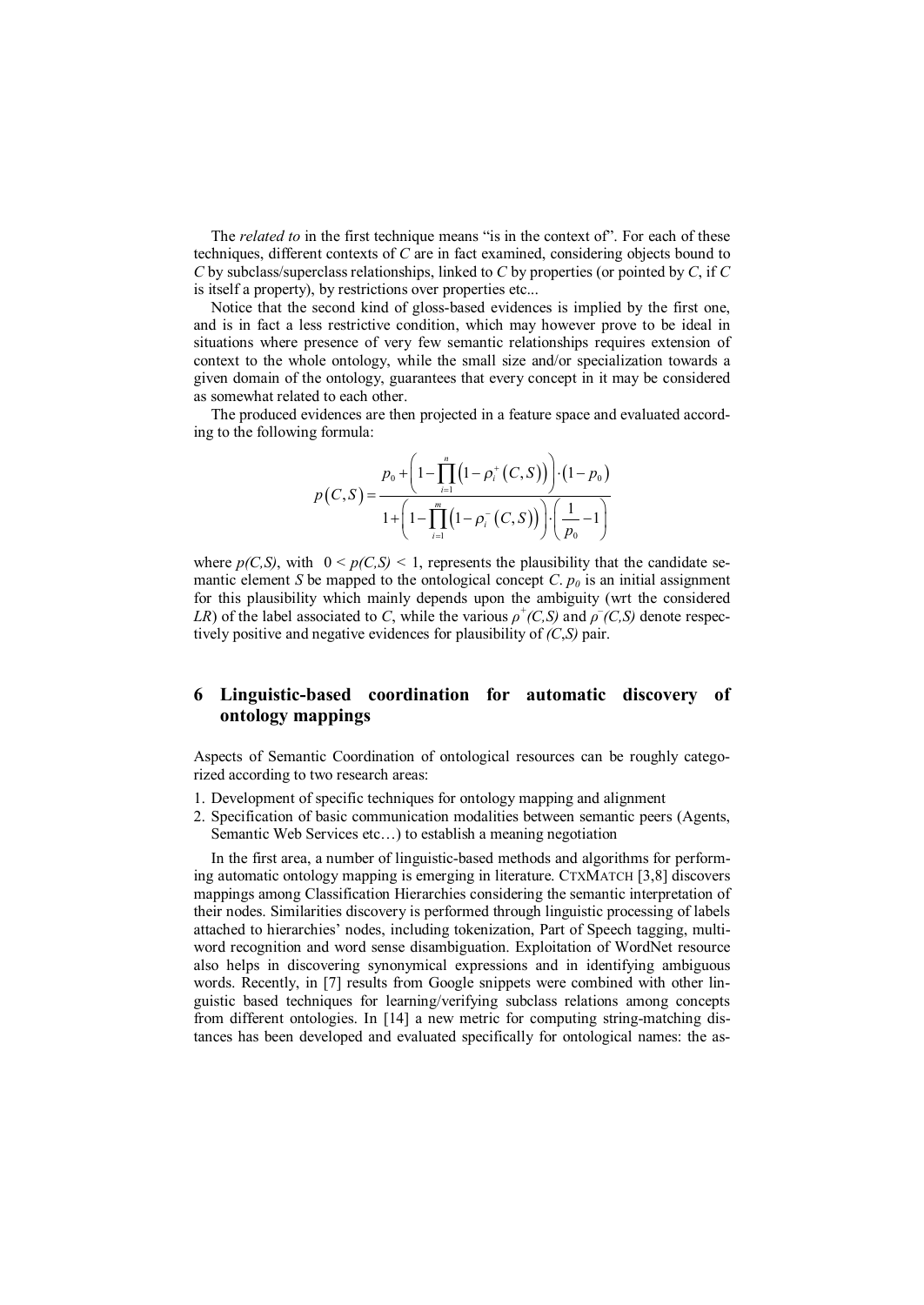The *related to* in the first technique means "is in the context of". For each of these techniques, different contexts of *C* are in fact examined, considering objects bound to *C* by subclass/superclass relationships, linked to *C* by properties (or pointed by *C*, if *C* is itself a property), by restrictions over properties etc...

Notice that the second kind of gloss-based evidences is implied by the first one, and is in fact a less restrictive condition, which may however prove to be ideal in situations where presence of very few semantic relationships requires extension of context to the whole ontology, while the small size and/or specialization towards a given domain of the ontology, guarantees that every concept in it may be considered as somewhat related to each other.

The produced evidences are then projected in a feature space and evaluated according to the following formula:

$$p(C,S) = \frac{p_0 + \left(1 - \prod_{i=1}^{n}\left(1 - \rho_i^+(C,S)\right)\right) \cdot (1 - p_0)}{1 + \left(1 - \prod_{i=1}^{m}\left(1 - \rho_i^-(C,S)\right)\right) \cdot \left(\frac{1}{p_0} - 1\right)}$$

where $p(C,S)$, with $0 < p(C,S) < 1$, represents the plausibility that the candidate semantic element *S* be mapped to the ontological concept *C*. $p_0$ is an initial assignment for this plausibility which mainly depends upon the ambiguity (wrt the considered *LR*) of the label associated to *C*, while the various $\rho^+(C,S)$ and $\rho^-(C,S)$ denote respectively positive and negative evidences for plausibility of *(C,S)* pair.

## 6 Linguistic-based coordination for automatic discovery of ontology mappings

Aspects of Semantic Coordination of ontological resources can be roughly categorized according to two research areas:

1. Development of specific techniques for ontology mapping and alignment
2. Specification of basic communication modalities between semantic peers (Agents, Semantic Web Services etc…) to establish a meaning negotiation

In the first area, a number of linguistic-based methods and algorithms for performing automatic ontology mapping is emerging in literature. CTXMATCH [3,8] discovers mappings among Classification Hierarchies considering the semantic interpretation of their nodes. Similarities discovery is performed through linguistic processing of labels attached to hierarchies' nodes, including tokenization, Part of Speech tagging, multiword recognition and word sense disambiguation. Exploitation of WordNet resource also helps in discovering synonymical expressions and in identifying ambiguous words. Recently, in [7] results from Google snippets were combined with other linguistic based techniques for learning/verifying subclass relations among concepts from different ontologies. In [14] a new metric for computing string-matching distances has been developed and evaluated specifically for ontological names: the as-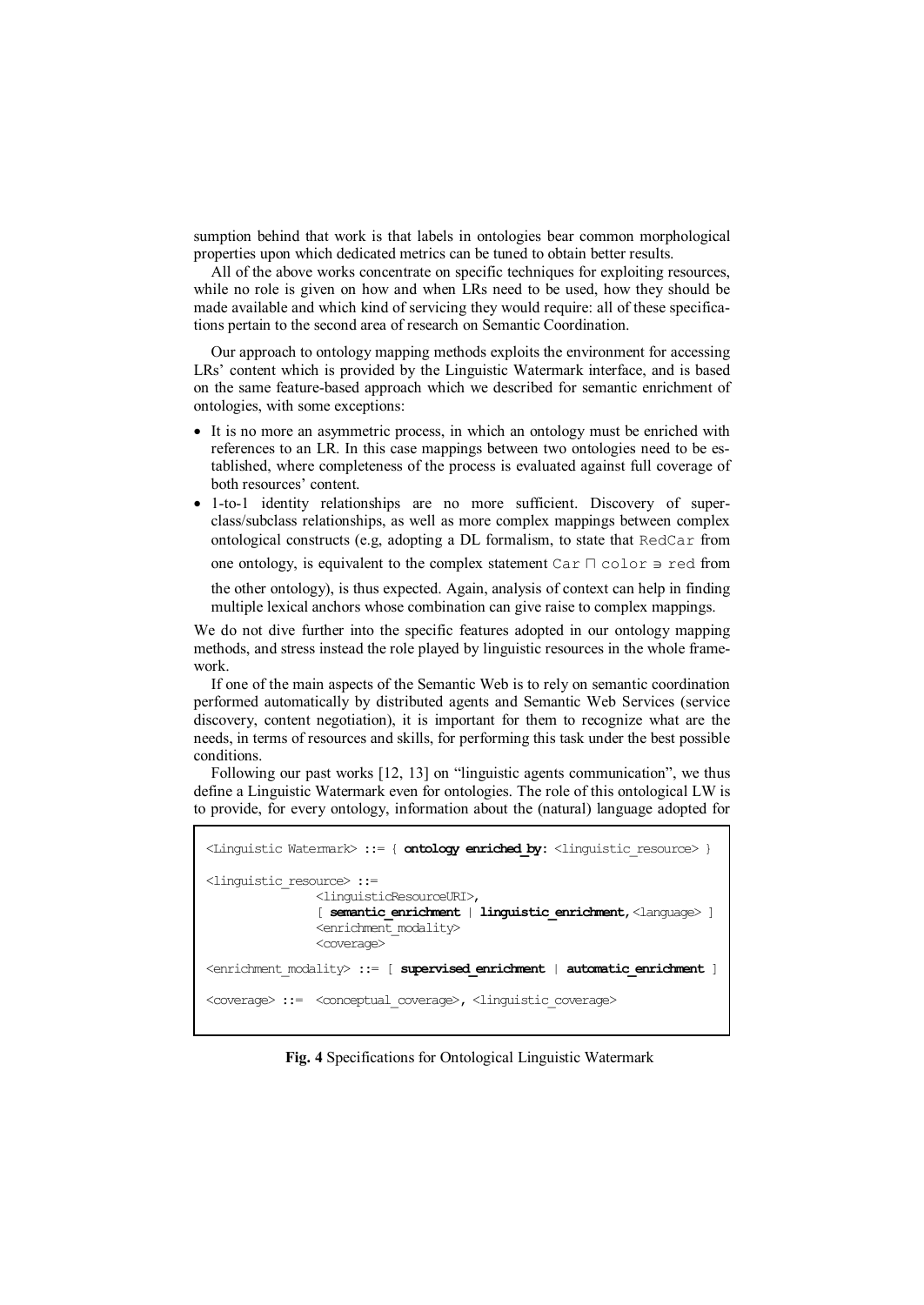sumption behind that work is that labels in ontologies bear common morphological properties upon which dedicated metrics can be tuned to obtain better results.

All of the above works concentrate on specific techniques for exploiting resources, while no role is given on how and when LRs need to be used, how they should be made available and which kind of servicing they would require: all of these specifications pertain to the second area of research on Semantic Coordination.

Our approach to ontology mapping methods exploits the environment for accessing LRs' content which is provided by the Linguistic Watermark interface, and is based on the same feature-based approach which we described for semantic enrichment of ontologies, with some exceptions:

- It is no more an asymmetric process, in which an ontology must be enriched with references to an LR. In this case mappings between two ontologies need to be established, where completeness of the process is evaluated against full coverage of both resources' content.
- 1-to-1 identity relationships are no more sufficient. Discovery of superclass/subclass relationships, as well as more complex mappings between complex ontological constructs (e.g, adopting a DL formalism, to state that `RedCar` from one ontology, is equivalent to the complex statement `Car ⊓ color ∋ red` from the other ontology), is thus expected. Again, analysis of context can help in finding multiple lexical anchors whose combination can give raise to complex mappings.

We do not dive further into the specific features adopted in our ontology mapping methods, and stress instead the role played by linguistic resources in the whole framework.

If one of the main aspects of the Semantic Web is to rely on semantic coordination performed automatically by distributed agents and Semantic Web Services (service discovery, content negotiation), it is important for them to recognize what are the needs, in terms of resources and skills, for performing this task under the best possible conditions.

Following our past works [12, 13] on "linguistic agents communication", we thus define a Linguistic Watermark even for ontologies. The role of this ontological LW is to provide, for every ontology, information about the (natural) language adopted for

```
<Linguistic Watermark> ::= { ontology enriched_by: <linguistic_resource> }

<linguistic_resource> ::=
                <linguisticResourceURI>,
                [ semantic_enrichment | linguistic_enrichment,<language> ]
                <enrichment_modality>
                <coverage>

<enrichment_modality> ::= [ supervised_enrichment | automatic_enrichment ]

<coverage> ::=  <conceptual_coverage>, <linguistic_coverage>
```

**Fig. 4** Specifications for Ontological Linguistic Watermark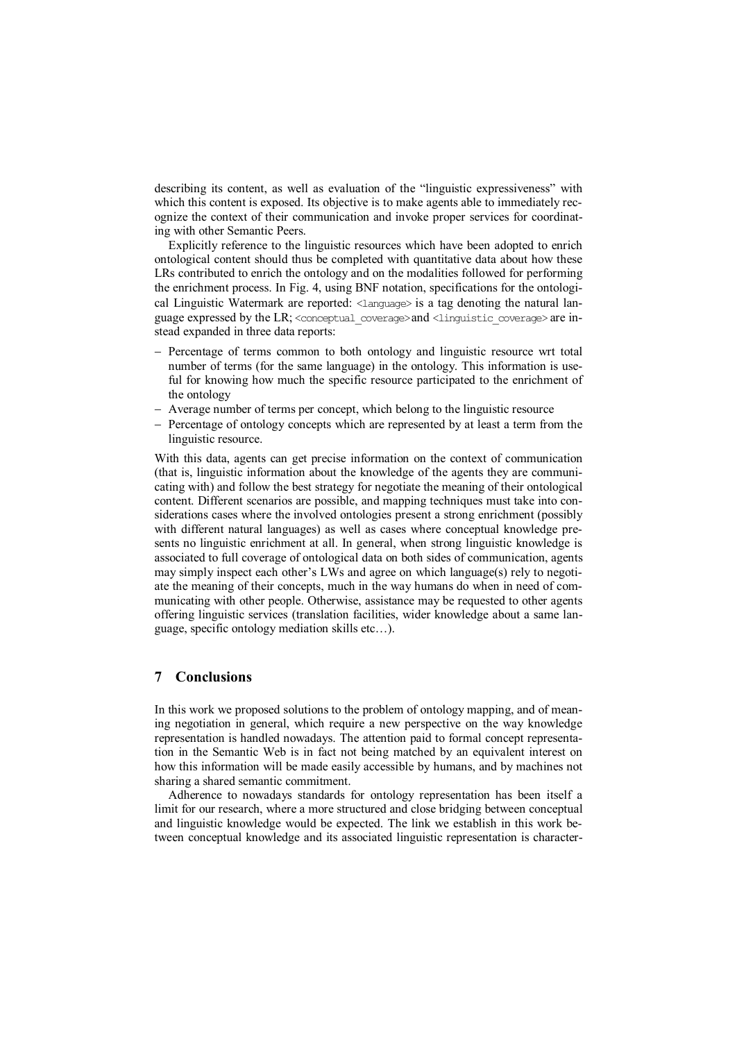describing its content, as well as evaluation of the "linguistic expressiveness" with which this content is exposed. Its objective is to make agents able to immediately recognize the context of their communication and invoke proper services for coordinating with other Semantic Peers.

Explicitly reference to the linguistic resources which have been adopted to enrich ontological content should thus be completed with quantitative data about how these LRs contributed to enrich the ontology and on the modalities followed for performing the enrichment process. In Fig. 4, using BNF notation, specifications for the ontological Linguistic Watermark are reported: `<language>` is a tag denoting the natural language expressed by the LR; `<conceptual_coverage>` and `<linguistic_coverage>` are instead expanded in three data reports:

- Percentage of terms common to both ontology and linguistic resource wrt total number of terms (for the same language) in the ontology. This information is useful for knowing how much the specific resource participated to the enrichment of the ontology
- Average number of terms per concept, which belong to the linguistic resource
- Percentage of ontology concepts which are represented by at least a term from the linguistic resource.

With this data, agents can get precise information on the context of communication (that is, linguistic information about the knowledge of the agents they are communicating with) and follow the best strategy for negotiate the meaning of their ontological content. Different scenarios are possible, and mapping techniques must take into considerations cases where the involved ontologies present a strong enrichment (possibly with different natural languages) as well as cases where conceptual knowledge presents no linguistic enrichment at all. In general, when strong linguistic knowledge is associated to full coverage of ontological data on both sides of communication, agents may simply inspect each other's LWs and agree on which language(s) rely to negotiate the meaning of their concepts, much in the way humans do when in need of communicating with other people. Otherwise, assistance may be requested to other agents offering linguistic services (translation facilities, wider knowledge about a same language, specific ontology mediation skills etc…).

## 7 Conclusions

In this work we proposed solutions to the problem of ontology mapping, and of meaning negotiation in general, which require a new perspective on the way knowledge representation is handled nowadays. The attention paid to formal concept representation in the Semantic Web is in fact not being matched by an equivalent interest on how this information will be made easily accessible by humans, and by machines not sharing a shared semantic commitment.

Adherence to nowadays standards for ontology representation has been itself a limit for our research, where a more structured and close bridging between conceptual and linguistic knowledge would be expected. The link we establish in this work between conceptual knowledge and its associated linguistic representation is character-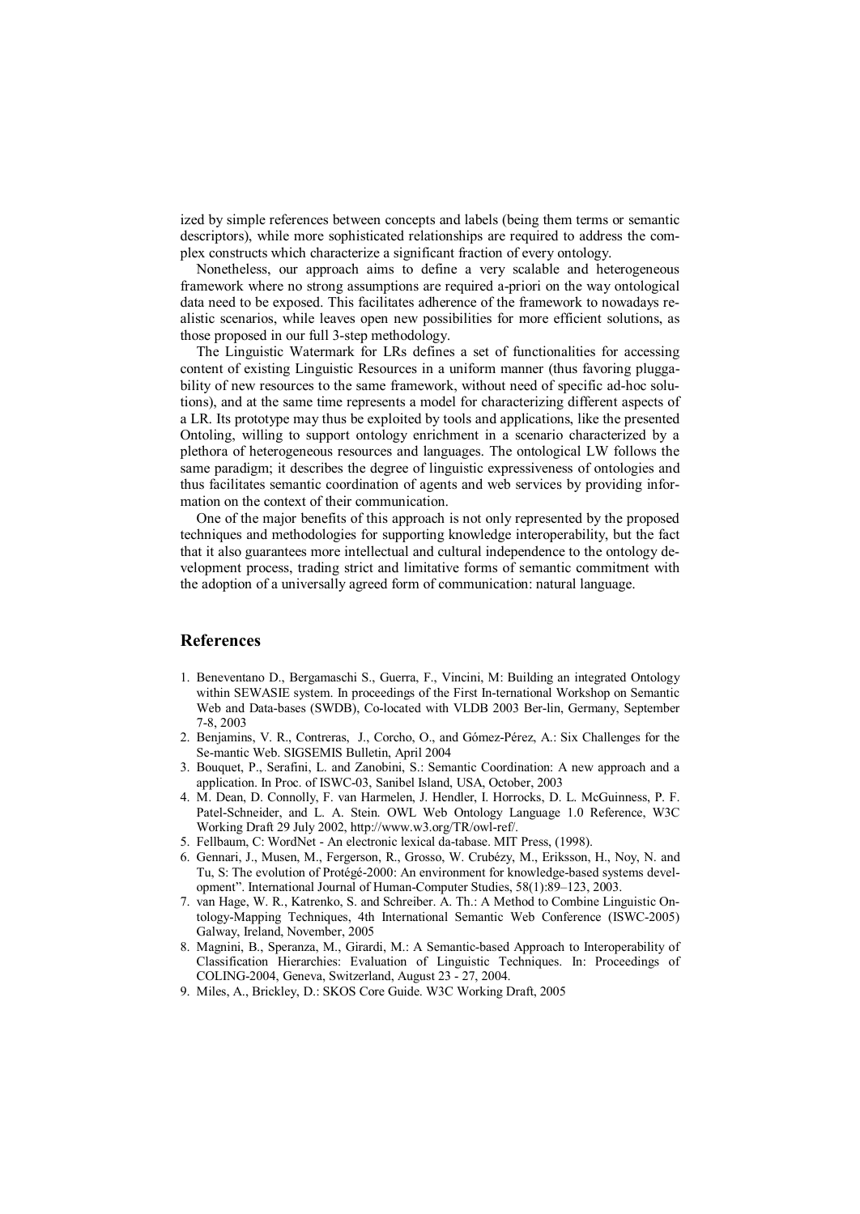ized by simple references between concepts and labels (being them terms or semantic descriptors), while more sophisticated relationships are required to address the complex constructs which characterize a significant fraction of every ontology.

Nonetheless, our approach aims to define a very scalable and heterogeneous framework where no strong assumptions are required a-priori on the way ontological data need to be exposed. This facilitates adherence of the framework to nowadays realistic scenarios, while leaves open new possibilities for more efficient solutions, as those proposed in our full 3-step methodology.

The Linguistic Watermark for LRs defines a set of functionalities for accessing content of existing Linguistic Resources in a uniform manner (thus favoring pluggability of new resources to the same framework, without need of specific ad-hoc solutions), and at the same time represents a model for characterizing different aspects of a LR. Its prototype may thus be exploited by tools and applications, like the presented Ontoling, willing to support ontology enrichment in a scenario characterized by a plethora of heterogeneous resources and languages. The ontological LW follows the same paradigm; it describes the degree of linguistic expressiveness of ontologies and thus facilitates semantic coordination of agents and web services by providing information on the context of their communication.

One of the major benefits of this approach is not only represented by the proposed techniques and methodologies for supporting knowledge interoperability, but the fact that it also guarantees more intellectual and cultural independence to the ontology development process, trading strict and limitative forms of semantic commitment with the adoption of a universally agreed form of communication: natural language.

## References

1. Beneventano D., Bergamaschi S., Guerra, F., Vincini, M: Building an integrated Ontology within SEWASIE system. In proceedings of the First In-ternational Workshop on Semantic Web and Data-bases (SWDB), Co-located with VLDB 2003 Ber-lin, Germany, September 7-8, 2003
2. Benjamins, V. R., Contreras, J., Corcho, O., and Gómez-Pérez, A.: Six Challenges for the Se-mantic Web. SIGSEMIS Bulletin, April 2004
3. Bouquet, P., Serafini, L. and Zanobini, S.: Semantic Coordination: A new approach and a application. In Proc. of ISWC-03, Sanibel Island, USA, October, 2003
4. M. Dean, D. Connolly, F. van Harmelen, J. Hendler, I. Horrocks, D. L. McGuinness, P. F. Patel-Schneider, and L. A. Stein. OWL Web Ontology Language 1.0 Reference, W3C Working Draft 29 July 2002, http://www.w3.org/TR/owl-ref/.
5. Fellbaum, C: WordNet - An electronic lexical da-tabase. MIT Press, (1998).
6. Gennari, J., Musen, M., Fergerson, R., Grosso, W. Crubézy, M., Eriksson, H., Noy, N. and Tu, S: The evolution of Protégé-2000: An environment for knowledge-based systems development". International Journal of Human-Computer Studies, 58(1):89–123, 2003.
7. van Hage, W. R., Katrenko, S. and Schreiber. A. Th.: A Method to Combine Linguistic Ontology-Mapping Techniques, 4th International Semantic Web Conference (ISWC-2005) Galway, Ireland, November, 2005
8. Magnini, B., Speranza, M., Girardi, M.: A Semantic-based Approach to Interoperability of Classification Hierarchies: Evaluation of Linguistic Techniques. In: Proceedings of COLING-2004, Geneva, Switzerland, August 23 - 27, 2004.
9. Miles, A., Brickley, D.: SKOS Core Guide. W3C Working Draft, 2005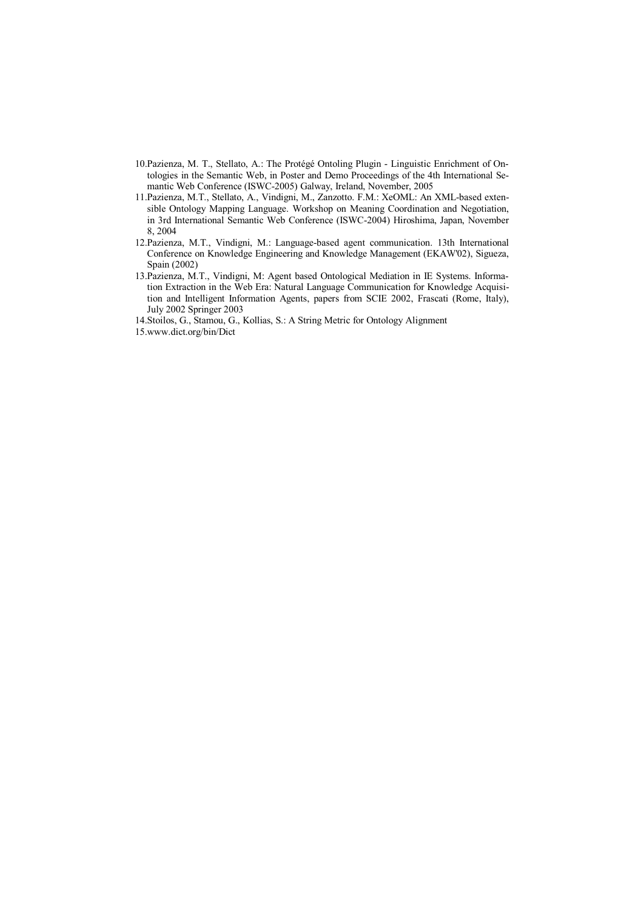10. Pazienza, M. T., Stellato, A.: The Protégé Ontoling Plugin - Linguistic Enrichment of Ontologies in the Semantic Web, in Poster and Demo Proceedings of the 4th International Semantic Web Conference (ISWC-2005) Galway, Ireland, November, 2005
11. Pazienza, M.T., Stellato, A., Vindigni, M., Zanzotto. F.M.: XeOML: An XML-based extensible Ontology Mapping Language. Workshop on Meaning Coordination and Negotiation, in 3rd International Semantic Web Conference (ISWC-2004) Hiroshima, Japan, November 8, 2004
12. Pazienza, M.T., Vindigni, M.: Language-based agent communication. 13th International Conference on Knowledge Engineering and Knowledge Management (EKAW'02), Sigueza, Spain (2002)
13. Pazienza, M.T., Vindigni, M: Agent based Ontological Mediation in IE Systems. Information Extraction in the Web Era: Natural Language Communication for Knowledge Acquisition and Intelligent Information Agents, papers from SCIE 2002, Frascati (Rome, Italy), July 2002 Springer 2003
14. Stoilos, G., Stamou, G., Kollias, S.: A String Metric for Ontology Alignment
15. www.dict.org/bin/Dict